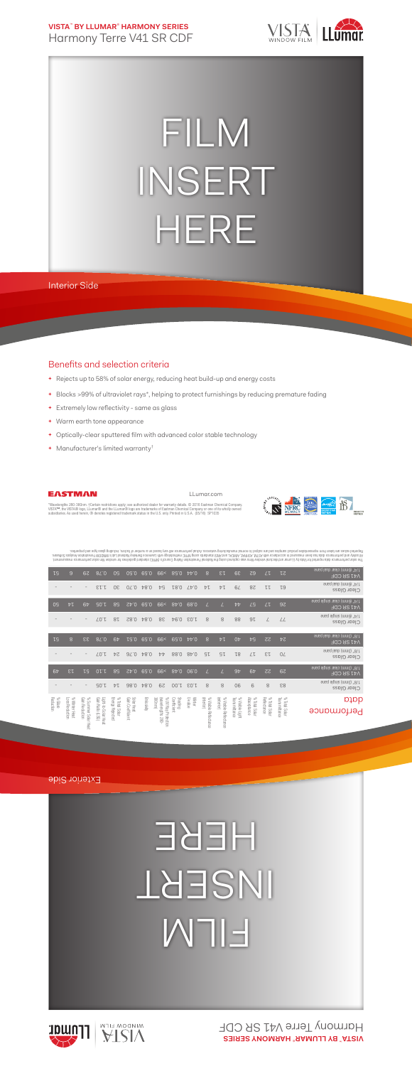# VISTA™ BY LLUMAR® HARMONY SERIES
## Harmony Terre V41 SR CDF

FILM INSERT HERE

Interior Side

## Benefits and selection criteria

- Rejects up to 58% of solar energy, reducing heat build-up and energy costs
- Blocks >99% of ultraviolet rays*, helping to protect furnishings by reducing premature fading
- Extremely low reflectivity - same as glass
- Warm earth tone appearance
- Optically-clear sputtered film with advanced color stable technology
- Manufacturer's limited warranty†

EASTMAN

LLumar.com

*Wavelengths 280-380nm. †Certain restrictions apply; see authorized dealer for warranty details. © 2016 Eastman Chemical Company. VISTA™, the VISTA® logo, LLumar® and the LLumar® logo are trademarks of Eastman Chemical Company or one of its wholly owned subsidiaries. As used herein, ® denotes registered trademark status in the U.S. only. Printed in U.S.A. (05/16) SF1035

| Performance Data | % Total Solar Transmittance | % Total Solar Reflectance | % Total Solar Absorptance | % Visible Light Transmittance | % Visible Reflectance (exterior) | % Visible Reflectance (interior) | Winter U-value | Shading Coefficient | % UV Protection (wavelength 280-380nm) | Emissivity | Solar Heat Gain Coefficient | % Total Solar Energy Rejected | Light to Solar Heat Gain Ratio (LSG) | % Reduction Solar Heat Gain | % Winter Heat Loss Reduction | % Glare Reduction |
|---|---|---|---|---|---|---|---|---|---|---|---|---|---|---|---|---|
| Clear Glass 1/8" (3mm) single pane | 83 | 8 | 9 | 90 | 8 | 8 | 1.03 | 1.00 | 29 | 0.84 | 0.86 | 14 | 1.05 | - | - | - |
| V41 SR CDF 1/8" (3mm) clear single pane | 29 | 22 | 49 | 46 | 7 | 7 | 0.90 | 0.48 | >99 | 0.59 | 0.42 | 58 | 1.10 | 51 | 13 | 49 |
| Clear Glass 1/8" (3mm) dual pane | 70 | 13 | 17 | 81 | 15 | 15 | 0.48 | 0.88 | 44 | 0.84 | 0.76 | 24 | 1.07 | - | - | - |
| V41 SR CDF 1/8" (3mm) clear dual pane | 24 | 22 | 54 | 40 | 14 | 8 | 0.44 | 0.59 | >99 | 0.59 | 0.51 | 49 | 0.78 | 33 | 8 | 51 |
| Clear Glass 1/4" (6mm) single pane | 77 | 7 | 16 | 88 | 8 | 8 | 1.03 | 0.94 | 38 | 0.84 | 0.82 | 18 | 1.07 | - | - | - |
| V41 SR CDF 1/4" (6mm) clear single pane | 26 | 17 | 57 | 44 | 7 | 7 | 0.89 | 0.48 | >99 | 0.59 | 0.42 | 58 | 1.05 | 49 | 14 | 50 |
| Clear Glass 1/4" (6mm) dual pane | 61 | 11 | 28 | 79 | 14 | 14 | 0.47 | 0.81 | 54 | 0.84 | 0.70 | 30 | 1.13 | - | - | - |
| V41 SR CDF 1/4" (6mm) clear dual pane | 22 | 17 | 61 | 39 | 13 | 8 | 0.44 | 0.58 | >99 | 0.59 | 0.50 | 50 | 0.78 | 29 | 6 | 51 |

The solar performance data reported for Vista by LLumar architectural window films was calculated using the National Fenestration Rating Council's (NFRC) standard guidelines for window film solar performance measurement. All safety and performance data has been measured in accordance with ASTM, ANSI/IWFA, and AIMCAL standards using NFRC methodology with Lawrence Berkeley National Lab's WINDOW Fenestration Analysis Software. Reported values are taken from representative product samples and are subject to normal manufacturing variances. Actual performance will vary based on a number of factors, including glass type and properties.

Exterior Side

FILM INSERT HERE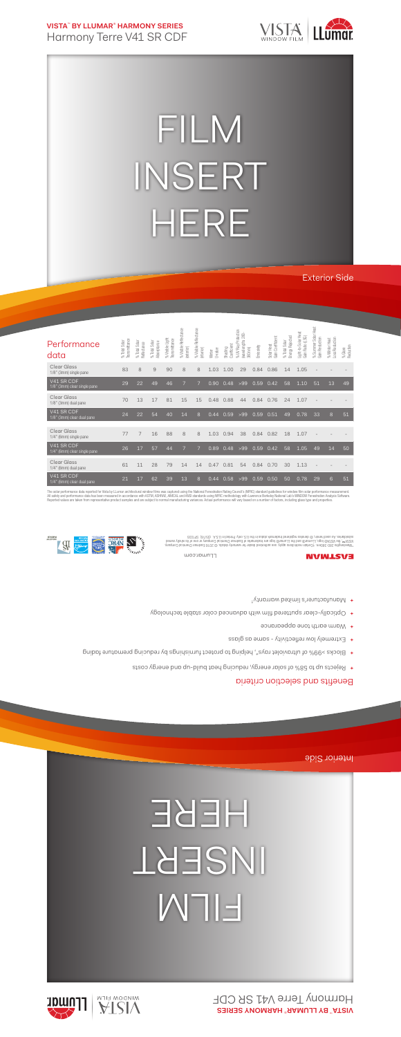**VISTA™ BY LLUMAR® HARMONY SERIES**
Harmony Terre V41 SR CDF

# FILM INSERT HERE

Exterior Side

## Performance data

| | % Total Solar Transmittance | % Total Solar Reflectance | % Total Solar Absorbance | % Visible Light Transmittance | % Visible Reflectance (exterior) | % Visible Reflectance (interior) | Winter U-value | Shading Coefficient | % UV Ray Reduction (wavelengths 280-380nm) | Emissivity | Solar Heat Gain Coefficient | % Total Solar Energy Rejected | Light to Solar Heat Gain Ratio (LSG) | % Summer Solar Heat Gain Reduction | % Winter Heat Loss Reduction | % Glare Reduction |
|---|---|---|---|---|---|---|---|---|---|---|---|---|---|---|---|---|
| Clear Glass 1/8" (3mm) single pane | 83 | 8 | 9 | 90 | 8 | 8 | 1.03 | 1.00 | 29 | 0.84 | 0.86 | 14 | 1.05 | - | - | - |
| V41 SR CDF 1/8" (3mm) clear single pane | 29 | 22 | 49 | 46 | 7 | 7 | 0.90 | 0.48 | >99 | 0.59 | 0.42 | 58 | 1.10 | 51 | 13 | 49 |
| Clear Glass 1/8" (3mm) dual pane | 70 | 13 | 17 | 81 | 15 | 15 | 0.48 | 0.88 | 44 | 0.84 | 0.76 | 24 | 1.07 | - | - | - |
| V41 SR CDF 1/8" (3mm) clear dual pane | 24 | 22 | 54 | 40 | 14 | 8 | 0.44 | 0.59 | >99 | 0.59 | 0.51 | 49 | 0.78 | 33 | 8 | 51 |
| Clear Glass 1/4" (6mm) single pane | 77 | 7 | 16 | 88 | 8 | 8 | 1.03 | 0.94 | 38 | 0.84 | 0.82 | 18 | 1.07 | - | - | - |
| V41 SR CDF 1/4" (6mm) clear single pane | 26 | 17 | 57 | 44 | 7 | 7 | 0.89 | 0.48 | >99 | 0.59 | 0.42 | 58 | 1.05 | 49 | 14 | 50 |
| Clear Glass 1/4" (6mm) dual pane | 61 | 11 | 28 | 79 | 14 | 14 | 0.47 | 0.81 | 54 | 0.84 | 0.70 | 30 | 1.13 | - | - | - |
| V41 SR CDF 1/4" (6mm) clear dual pane | 21 | 17 | 62 | 39 | 13 | 8 | 0.44 | 0.58 | >99 | 0.59 | 0.50 | 50 | 0.78 | 29 | 6 | 51 |

The solar performance data reported for Vista by LLumar architectural window films was captured using the National Fenestration Rating Council's (NFRC) standard guidelines for window film solar performance measurement. All safety and performance data has been measured in accordance with ASTM, ASHRAE, ANSI and NFRC standards using NFRC methodology with Lawrence Berkeley National Lab's WINDOW Fenestration Analysis Software. Reported values are taken from representative product samples and are subject to normal manufacturing variances. Actual performance will vary based on a number of factors, including glass type and properties.

EASTMAN

LLumar.com

¹Wavelengths 280-380nm. ²Certain restrictions apply, see authorized dealer for warranty details. ©2018 Eastman Chemical Company. VISTA™, the VISTA® logo, LLumar® and the LLumar® logo are trademarks of Eastman Chemical Company or one of its wholly owned subsidiaries. As used herein, ® denotes registered trademark status in the U.S. only. Printed in U.S.A. (05/18) SP1025

## Benefits and selection criteria

- Rejects up to 58% of solar energy, reducing heat build-up and energy costs
- Blocks >99% of ultraviolet rays¹, helping to protect furnishings by reducing premature fading
- Extremely low reflectivity - same as glass
- Warm earth tone appearance
- Optically-clear sputtered film with advanced color stable technology
- Manufacturer's limited warranty²

Interior Side

# FILM INSERT HERE

**VISTA™ BY LLUMAR® HARMONY SERIES**
Harmony Terre V41 SR CDF